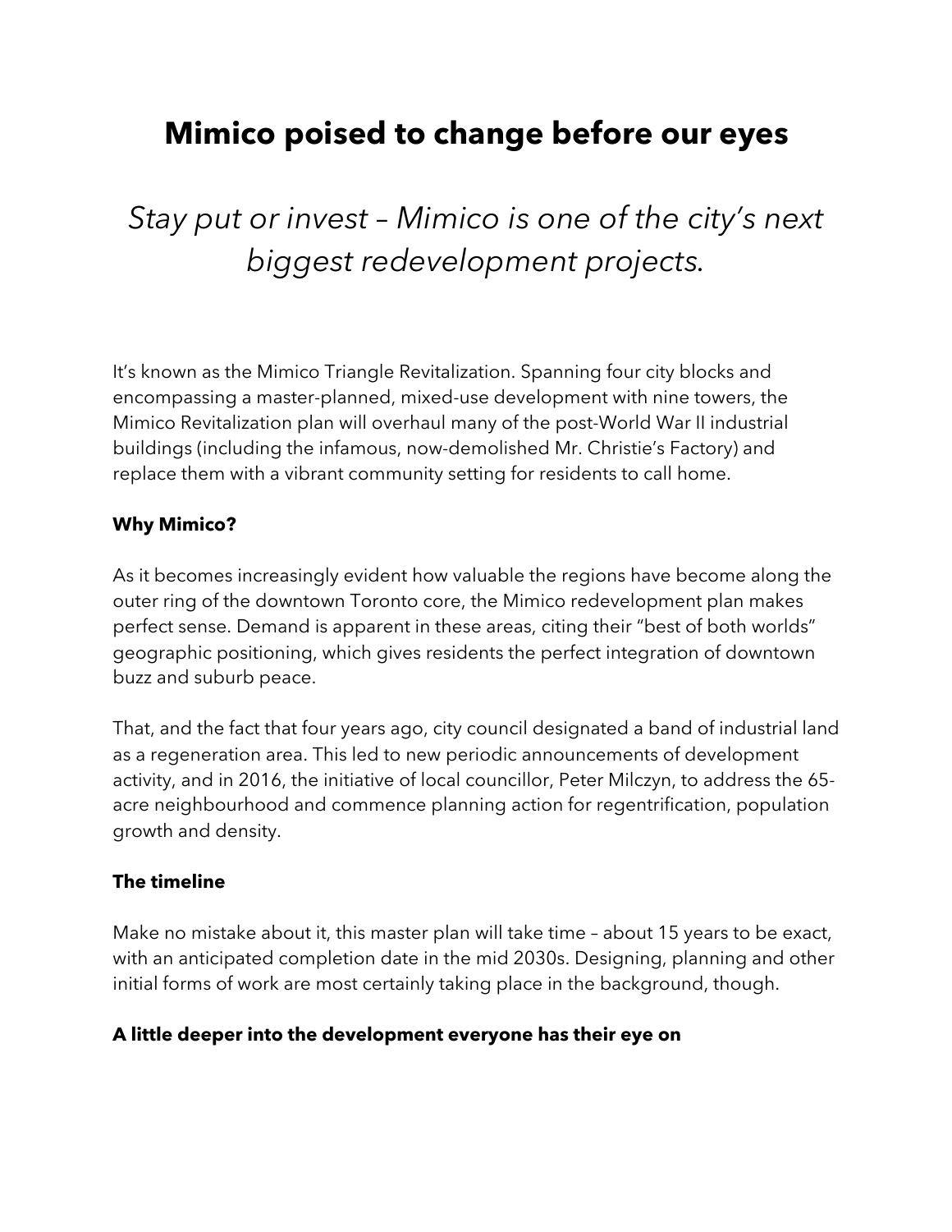# Mimico poised to change before our eyes

*Stay put or invest – Mimico is one of the city's next biggest redevelopment projects.*

It's known as the Mimico Triangle Revitalization. Spanning four city blocks and encompassing a master-planned, mixed-use development with nine towers, the Mimico Revitalization plan will overhaul many of the post-World War II industrial buildings (including the infamous, now-demolished Mr. Christie's Factory) and replace them with a vibrant community setting for residents to call home.

**Why Mimico?**

As it becomes increasingly evident how valuable the regions have become along the outer ring of the downtown Toronto core, the Mimico redevelopment plan makes perfect sense. Demand is apparent in these areas, citing their "best of both worlds" geographic positioning, which gives residents the perfect integration of downtown buzz and suburb peace.

That, and the fact that four years ago, city council designated a band of industrial land as a regeneration area. This led to new periodic announcements of development activity, and in 2016, the initiative of local councillor, Peter Milczyn, to address the 65-acre neighbourhood and commence planning action for regentrification, population growth and density.

**The timeline**

Make no mistake about it, this master plan will take time – about 15 years to be exact, with an anticipated completion date in the mid 2030s. Designing, planning and other initial forms of work are most certainly taking place in the background, though.

**A little deeper into the development everyone has their eye on**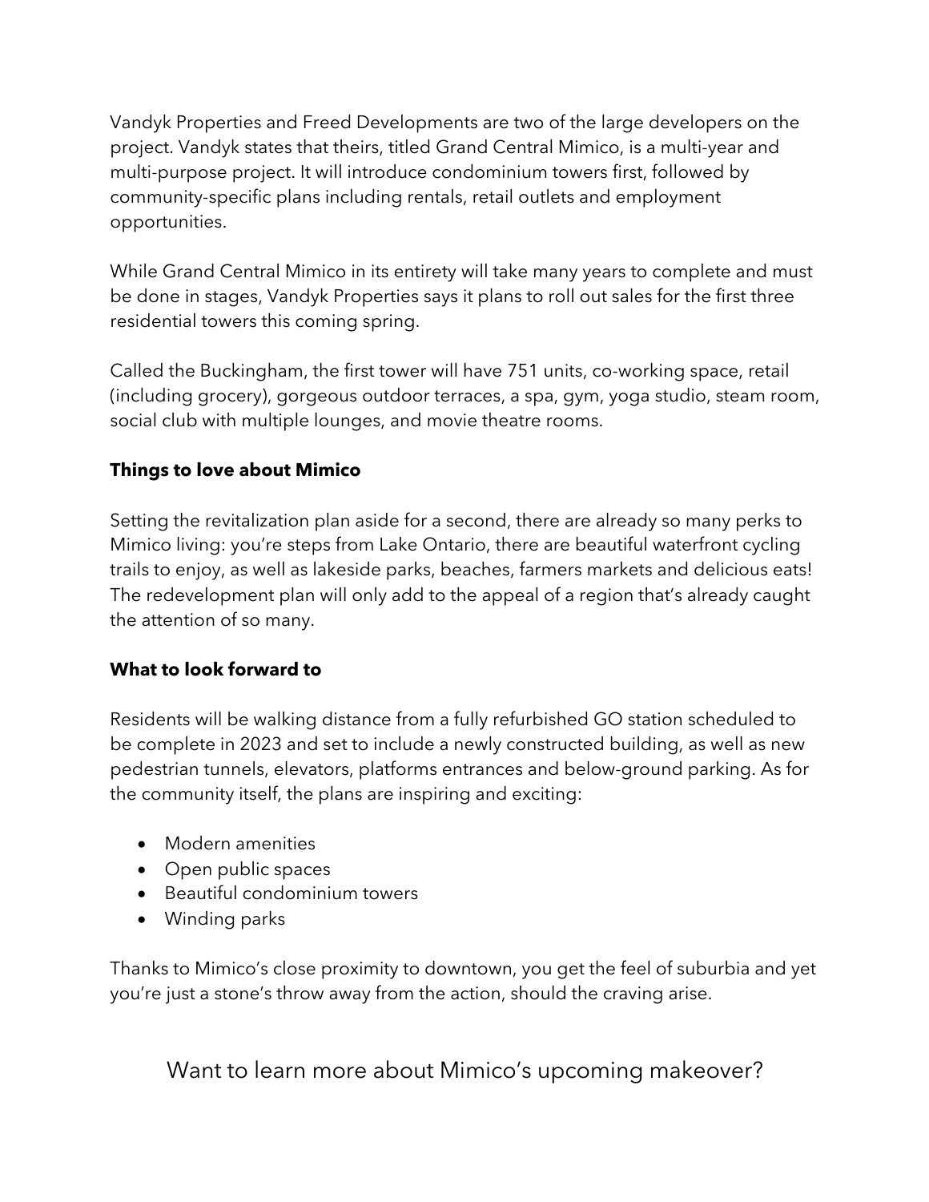Vandyk Properties and Freed Developments are two of the large developers on the project. Vandyk states that theirs, titled Grand Central Mimico, is a multi-year and multi-purpose project. It will introduce condominium towers first, followed by community-specific plans including rentals, retail outlets and employment opportunities.

While Grand Central Mimico in its entirety will take many years to complete and must be done in stages, Vandyk Properties says it plans to roll out sales for the first three residential towers this coming spring.

Called the Buckingham, the first tower will have 751 units, co-working space, retail (including grocery), gorgeous outdoor terraces, a spa, gym, yoga studio, steam room, social club with multiple lounges, and movie theatre rooms.

**Things to love about Mimico**

Setting the revitalization plan aside for a second, there are already so many perks to Mimico living: you're steps from Lake Ontario, there are beautiful waterfront cycling trails to enjoy, as well as lakeside parks, beaches, farmers markets and delicious eats! The redevelopment plan will only add to the appeal of a region that's already caught the attention of so many.

**What to look forward to**

Residents will be walking distance from a fully refurbished GO station scheduled to be complete in 2023 and set to include a newly constructed building, as well as new pedestrian tunnels, elevators, platforms entrances and below-ground parking. As for the community itself, the plans are inspiring and exciting:

- Modern amenities
- Open public spaces
- Beautiful condominium towers
- Winding parks

Thanks to Mimico's close proximity to downtown, you get the feel of suburbia and yet you're just a stone's throw away from the action, should the craving arise.

## Want to learn more about Mimico's upcoming makeover?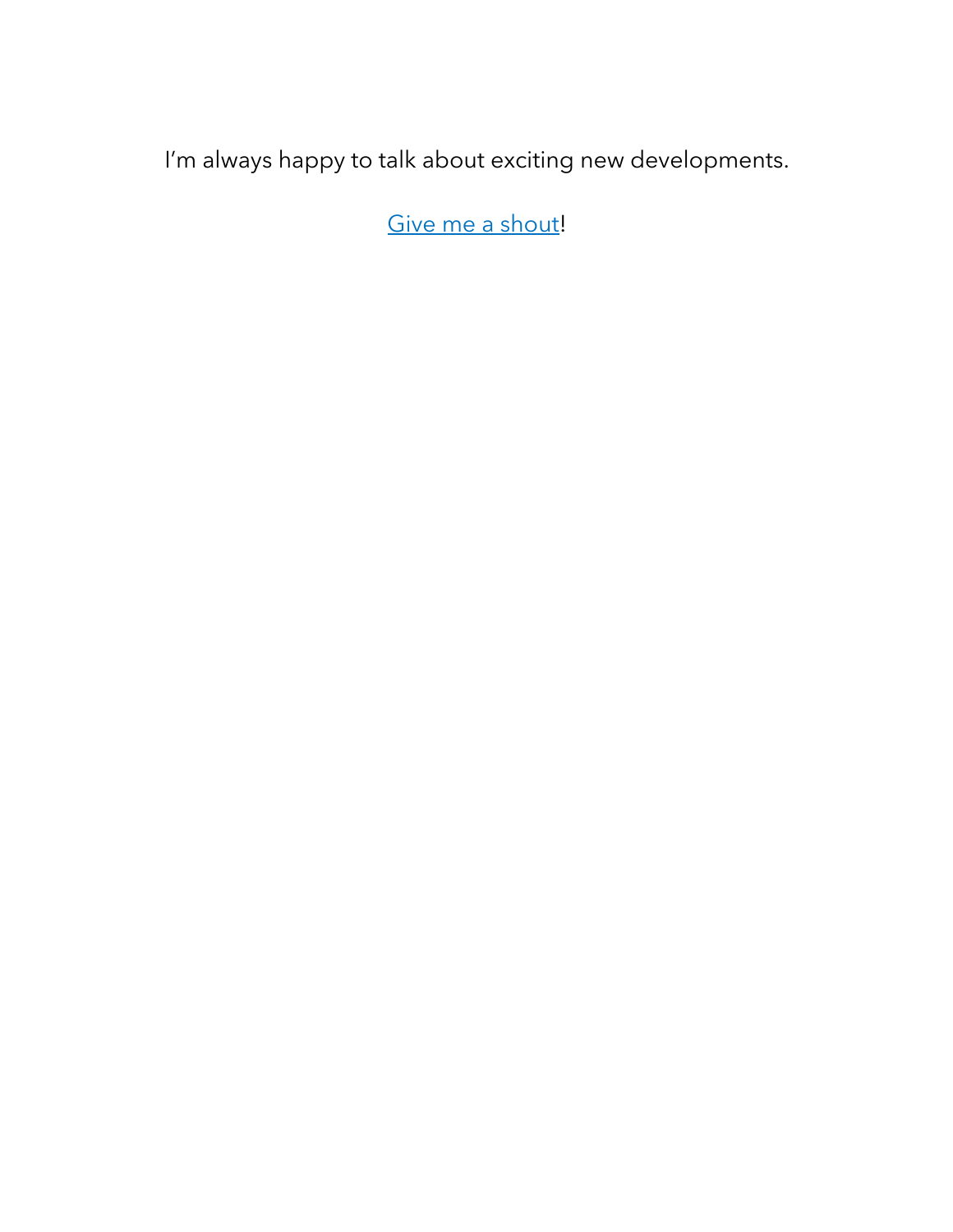I'm always happy to talk about exciting new developments.

Give me a shout!